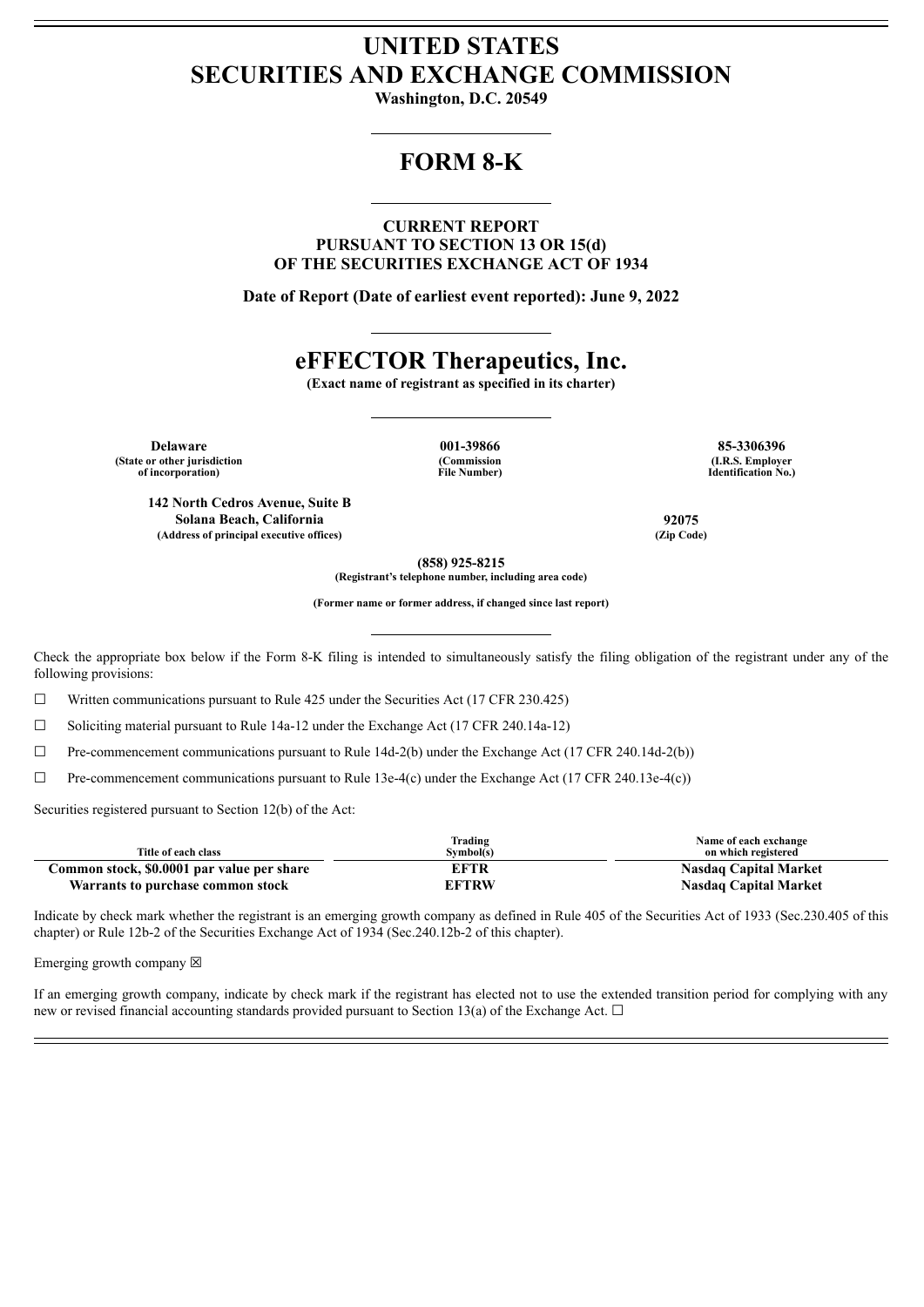# UNITED STATES
# SECURITIES AND EXCHANGE COMMISSION

**Washington, D.C. 20549**

## FORM 8-K

**CURRENT REPORT**
**PURSUANT TO SECTION 13 OR 15(d)**
**OF THE SECURITIES EXCHANGE ACT OF 1934**

**Date of Report (Date of earliest event reported): June 9, 2022**

## eFFECTOR Therapeutics, Inc.

**(Exact name of registrant as specified in its charter)**

| **Delaware** | **001-39866** | **85-3306396** |
|---|---|---|
| **(State or other jurisdiction of incorporation)** | **(Commission File Number)** | **(I.R.S. Employer Identification No.)** |

| **142 North Cedros Avenue, Suite B Solana Beach, California** | **92075** |
|---|---|
| **(Address of principal executive offices)** | **(Zip Code)** |

**(858) 925-8215**
**(Registrant's telephone number, including area code)**

**(Former name or former address, if changed since last report)**

Check the appropriate box below if the Form 8-K filing is intended to simultaneously satisfy the filing obligation of the registrant under any of the following provisions:

☐ Written communications pursuant to Rule 425 under the Securities Act (17 CFR 230.425)

☐ Soliciting material pursuant to Rule 14a-12 under the Exchange Act (17 CFR 240.14a-12)

☐ Pre-commencement communications pursuant to Rule 14d-2(b) under the Exchange Act (17 CFR 240.14d-2(b))

☐ Pre-commencement communications pursuant to Rule 13e-4(c) under the Exchange Act (17 CFR 240.13e-4(c))

Securities registered pursuant to Section 12(b) of the Act:

| Title of each class | Trading Symbol(s) | Name of each exchange on which registered |
|---|---|---|
| **Common stock, $0.0001 par value per share** | **EFTR** | **Nasdaq Capital Market** |
| **Warrants to purchase common stock** | **EFTRW** | **Nasdaq Capital Market** |

Indicate by check mark whether the registrant is an emerging growth company as defined in Rule 405 of the Securities Act of 1933 (Sec.230.405 of this chapter) or Rule 12b-2 of the Securities Exchange Act of 1934 (Sec.240.12b-2 of this chapter).

Emerging growth company ☒

If an emerging growth company, indicate by check mark if the registrant has elected not to use the extended transition period for complying with any new or revised financial accounting standards provided pursuant to Section 13(a) of the Exchange Act. ☐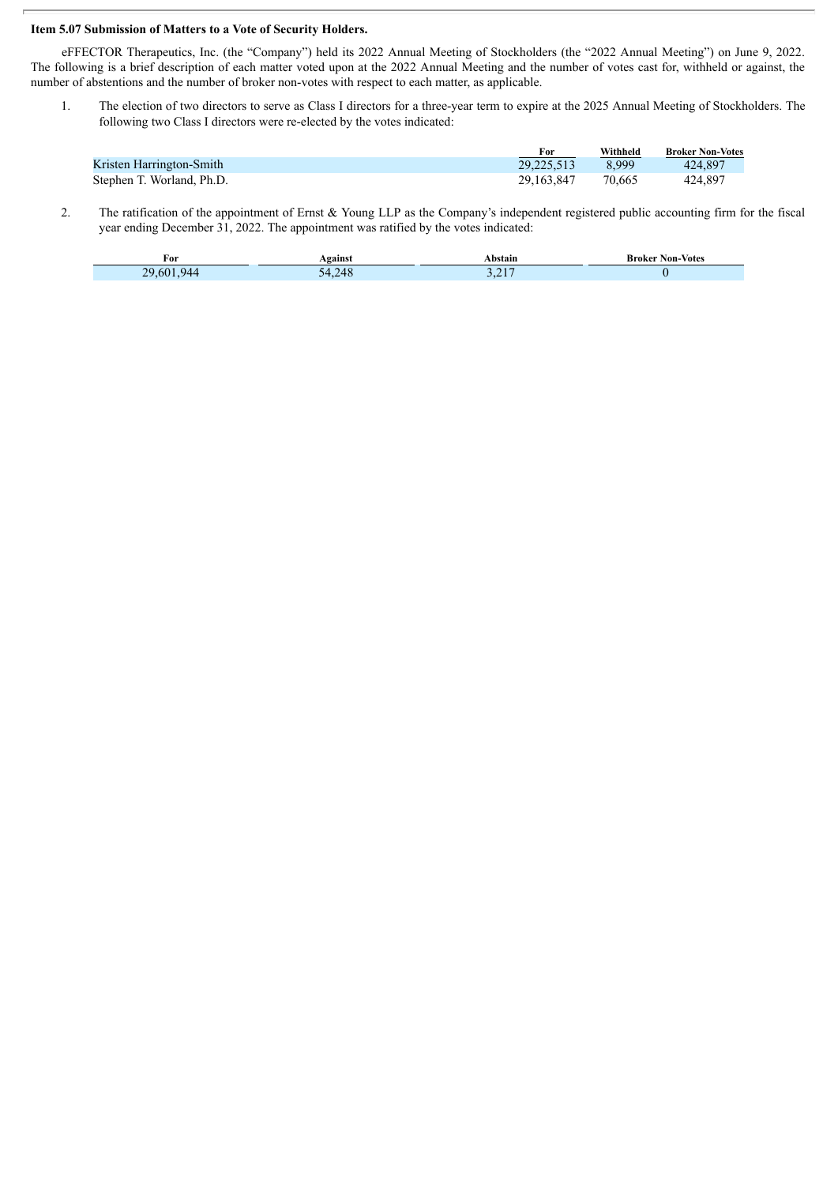**Item 5.07 Submission of Matters to a Vote of Security Holders.**

eFFECTOR Therapeutics, Inc. (the "Company") held its 2022 Annual Meeting of Stockholders (the "2022 Annual Meeting") on June 9, 2022. The following is a brief description of each matter voted upon at the 2022 Annual Meeting and the number of votes cast for, withheld or against, the number of abstentions and the number of broker non-votes with respect to each matter, as applicable.

1. The election of two directors to serve as Class I directors for a three-year term to expire at the 2025 Annual Meeting of Stockholders. The following two Class I directors were re-elected by the votes indicated:

| | For | Withheld | Broker Non-Votes |
|---|---|---|---|
| Kristen Harrington-Smith | 29,225,513 | 8,999 | 424,897 |
| Stephen T. Worland, Ph.D. | 29,163,847 | 70,665 | 424,897 |

2. The ratification of the appointment of Ernst & Young LLP as the Company's independent registered public accounting firm for the fiscal year ending December 31, 2022. The appointment was ratified by the votes indicated:

| For | Against | Abstain | Broker Non-Votes |
|---|---|---|---|
| 29,601,944 | 54,248 | 3,217 | 0 |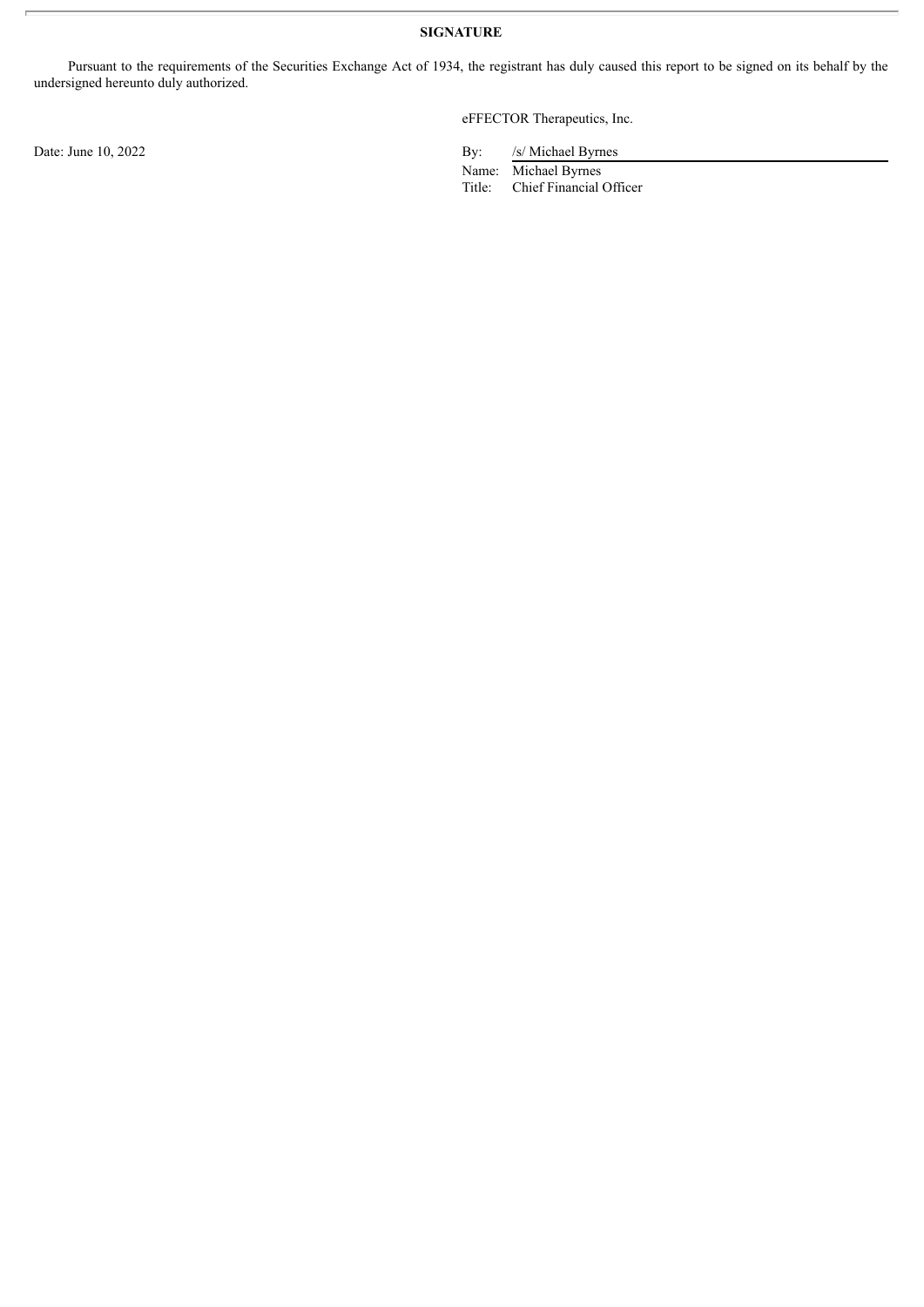**SIGNATURE**

Pursuant to the requirements of the Securities Exchange Act of 1934, the registrant has duly caused this report to be signed on its behalf by the undersigned hereunto duly authorized.

eFFECTOR Therapeutics, Inc.

Date: June 10, 2022

By: /s/ Michael Byrnes
Name: Michael Byrnes
Title: Chief Financial Officer